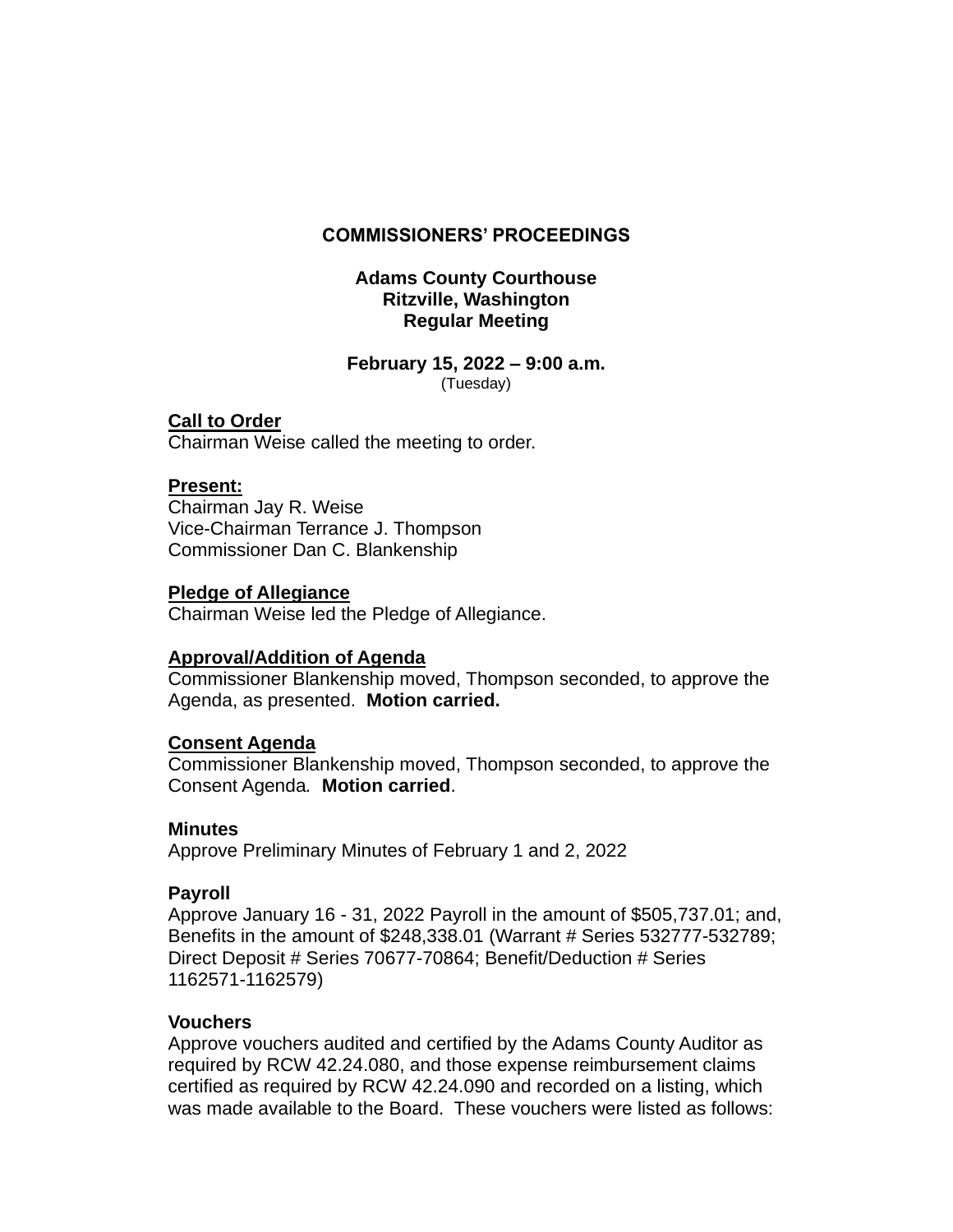# COMMISSIONERS' PROCEEDINGS

**Adams County Courthouse**
**Ritzville, Washington**
**Regular Meeting**

**February 15, 2022 – 9:00 a.m.**
(Tuesday)

**Call to Order**
Chairman Weise called the meeting to order.

**Present:**
Chairman Jay R. Weise
Vice-Chairman Terrance J. Thompson
Commissioner Dan C. Blankenship

**Pledge of Allegiance**
Chairman Weise led the Pledge of Allegiance.

**Approval/Addition of Agenda**
Commissioner Blankenship moved, Thompson seconded, to approve the Agenda, as presented. **Motion carried.**

**Consent Agenda**
Commissioner Blankenship moved, Thompson seconded, to approve the Consent Agenda. **Motion carried**.

**Minutes**
Approve Preliminary Minutes of February 1 and 2, 2022

**Payroll**
Approve January 16 - 31, 2022 Payroll in the amount of $505,737.01; and, Benefits in the amount of $248,338.01 (Warrant # Series 532777-532789; Direct Deposit # Series 70677-70864; Benefit/Deduction # Series 1162571-1162579)

**Vouchers**
Approve vouchers audited and certified by the Adams County Auditor as required by RCW 42.24.080, and those expense reimbursement claims certified as required by RCW 42.24.090 and recorded on a listing, which was made available to the Board. These vouchers were listed as follows: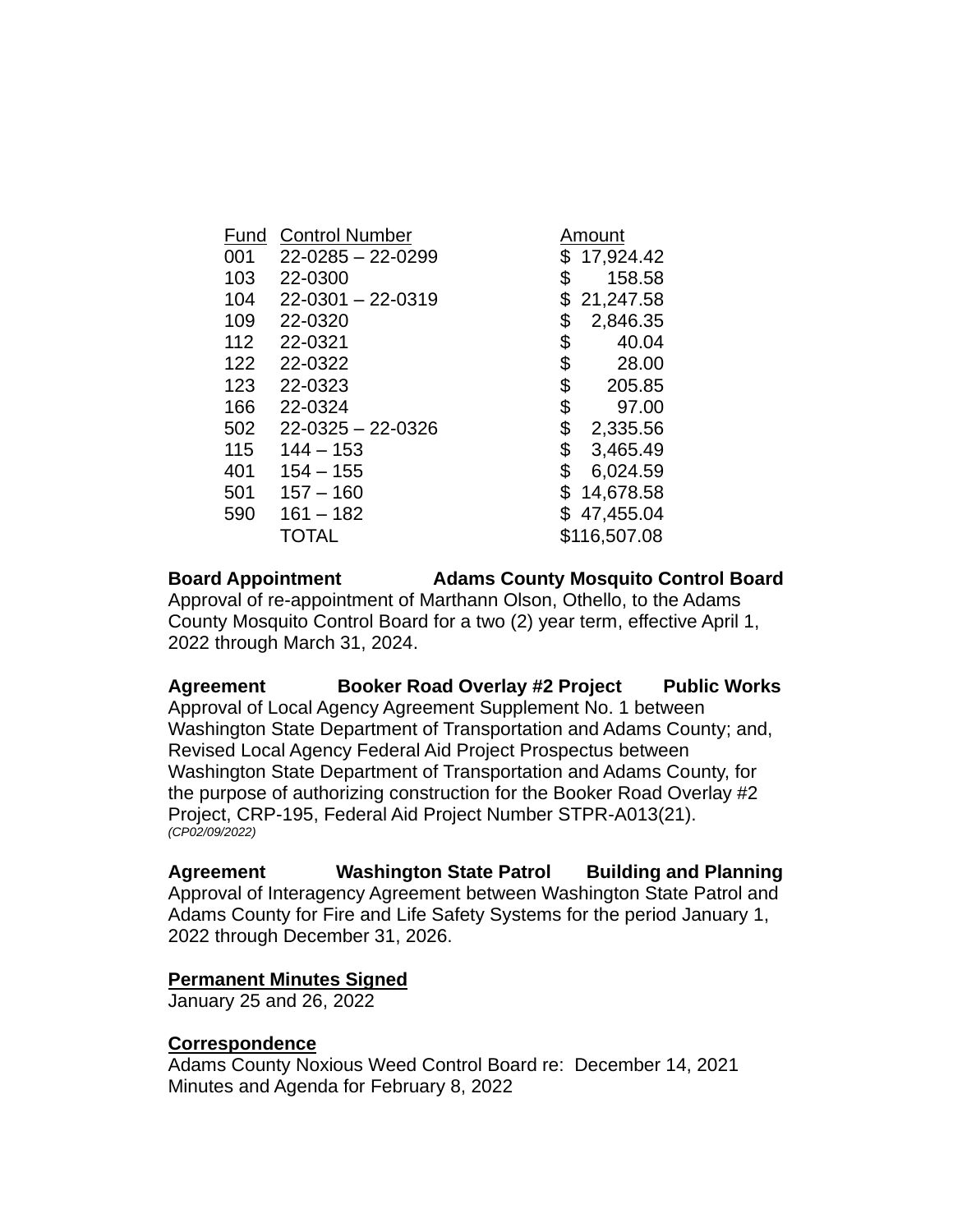| Fund | Control Number | Amount |
|---|---|---|
| 001 | 22-0285 – 22-0299 | $ 17,924.42 |
| 103 | 22-0300 | $ 158.58 |
| 104 | 22-0301 – 22-0319 | $ 21,247.58 |
| 109 | 22-0320 | $ 2,846.35 |
| 112 | 22-0321 | $ 40.04 |
| 122 | 22-0322 | $ 28.00 |
| 123 | 22-0323 | $ 205.85 |
| 166 | 22-0324 | $ 97.00 |
| 502 | 22-0325 – 22-0326 | $ 2,335.56 |
| 115 | 144 – 153 | $ 3,465.49 |
| 401 | 154 – 155 | $ 6,024.59 |
| 501 | 157 – 160 | $ 14,678.58 |
| 590 | 161 – 182 | $ 47,455.04 |
| | TOTAL | $116,507.08 |

**Board Appointment Adams County Mosquito Control Board**
Approval of re-appointment of Marthann Olson, Othello, to the Adams County Mosquito Control Board for a two (2) year term, effective April 1, 2022 through March 31, 2024.

**Agreement Booker Road Overlay #2 Project Public Works**
Approval of Local Agency Agreement Supplement No. 1 between Washington State Department of Transportation and Adams County; and, Revised Local Agency Federal Aid Project Prospectus between Washington State Department of Transportation and Adams County, for the purpose of authorizing construction for the Booker Road Overlay #2 Project, CRP-195, Federal Aid Project Number STPR-A013(21).
*(CP02/09/2022)*

**Agreement Washington State Patrol Building and Planning**
Approval of Interagency Agreement between Washington State Patrol and Adams County for Fire and Life Safety Systems for the period January 1, 2022 through December 31, 2026.

**Permanent Minutes Signed**
January 25 and 26, 2022

**Correspondence**
Adams County Noxious Weed Control Board re: December 14, 2021 Minutes and Agenda for February 8, 2022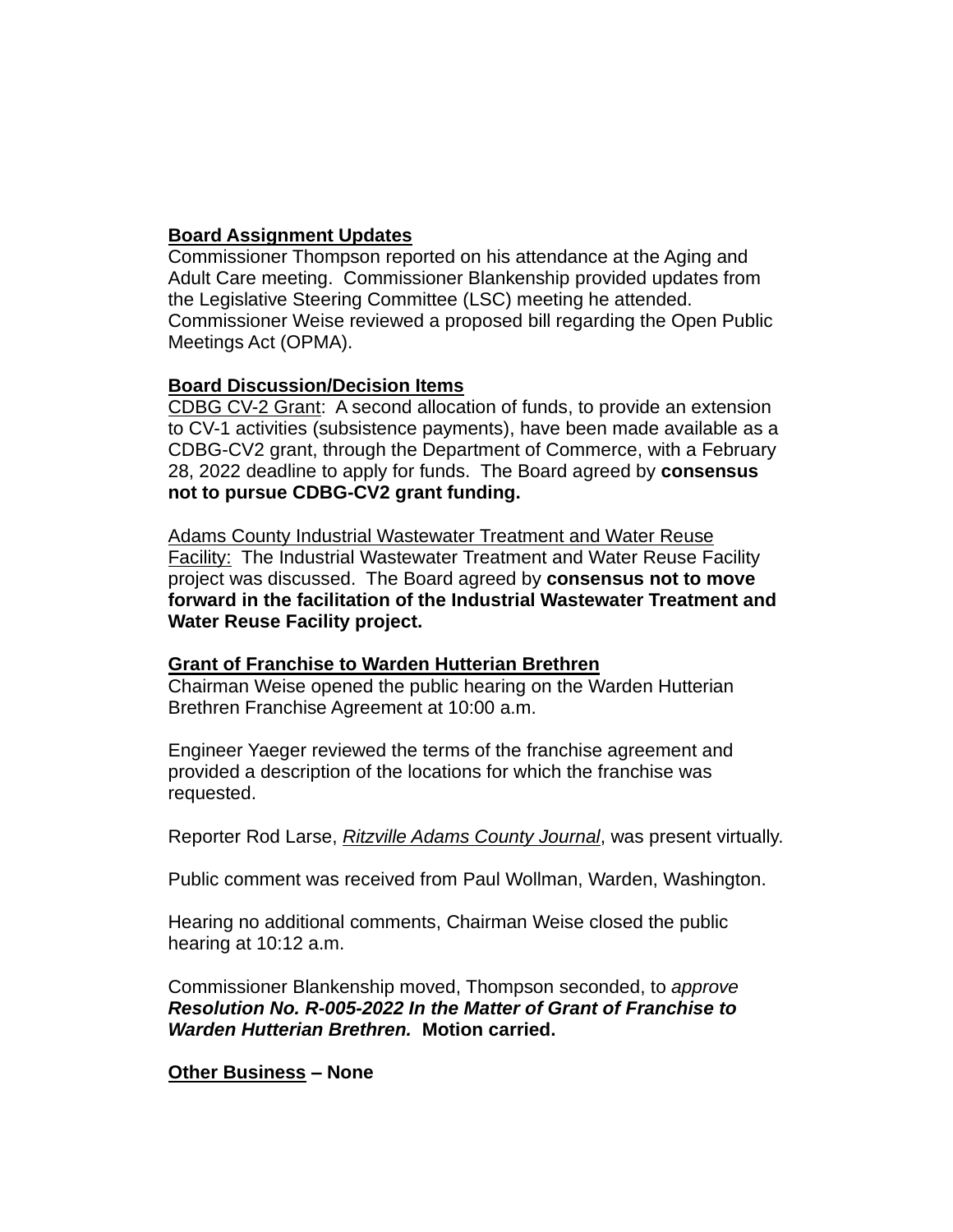**Board Assignment Updates**

Commissioner Thompson reported on his attendance at the Aging and Adult Care meeting. Commissioner Blankenship provided updates from the Legislative Steering Committee (LSC) meeting he attended. Commissioner Weise reviewed a proposed bill regarding the Open Public Meetings Act (OPMA).

**Board Discussion/Decision Items**

CDBG CV-2 Grant: A second allocation of funds, to provide an extension to CV-1 activities (subsistence payments), have been made available as a CDBG-CV2 grant, through the Department of Commerce, with a February 28, 2022 deadline to apply for funds. The Board agreed by **consensus not to pursue CDBG-CV2 grant funding.**

Adams County Industrial Wastewater Treatment and Water Reuse Facility: The Industrial Wastewater Treatment and Water Reuse Facility project was discussed. The Board agreed by **consensus not to move forward in the facilitation of the Industrial Wastewater Treatment and Water Reuse Facility project.**

**Grant of Franchise to Warden Hutterian Brethren**

Chairman Weise opened the public hearing on the Warden Hutterian Brethren Franchise Agreement at 10:00 a.m.

Engineer Yaeger reviewed the terms of the franchise agreement and provided a description of the locations for which the franchise was requested.

Reporter Rod Larse, *Ritzville Adams County Journal*, was present virtually.

Public comment was received from Paul Wollman, Warden, Washington.

Hearing no additional comments, Chairman Weise closed the public hearing at 10:12 a.m.

Commissioner Blankenship moved, Thompson seconded, to *approve* ***Resolution No. R-005-2022 In the Matter of Grant of Franchise to Warden Hutterian Brethren.*** **Motion carried.**

**Other Business – None**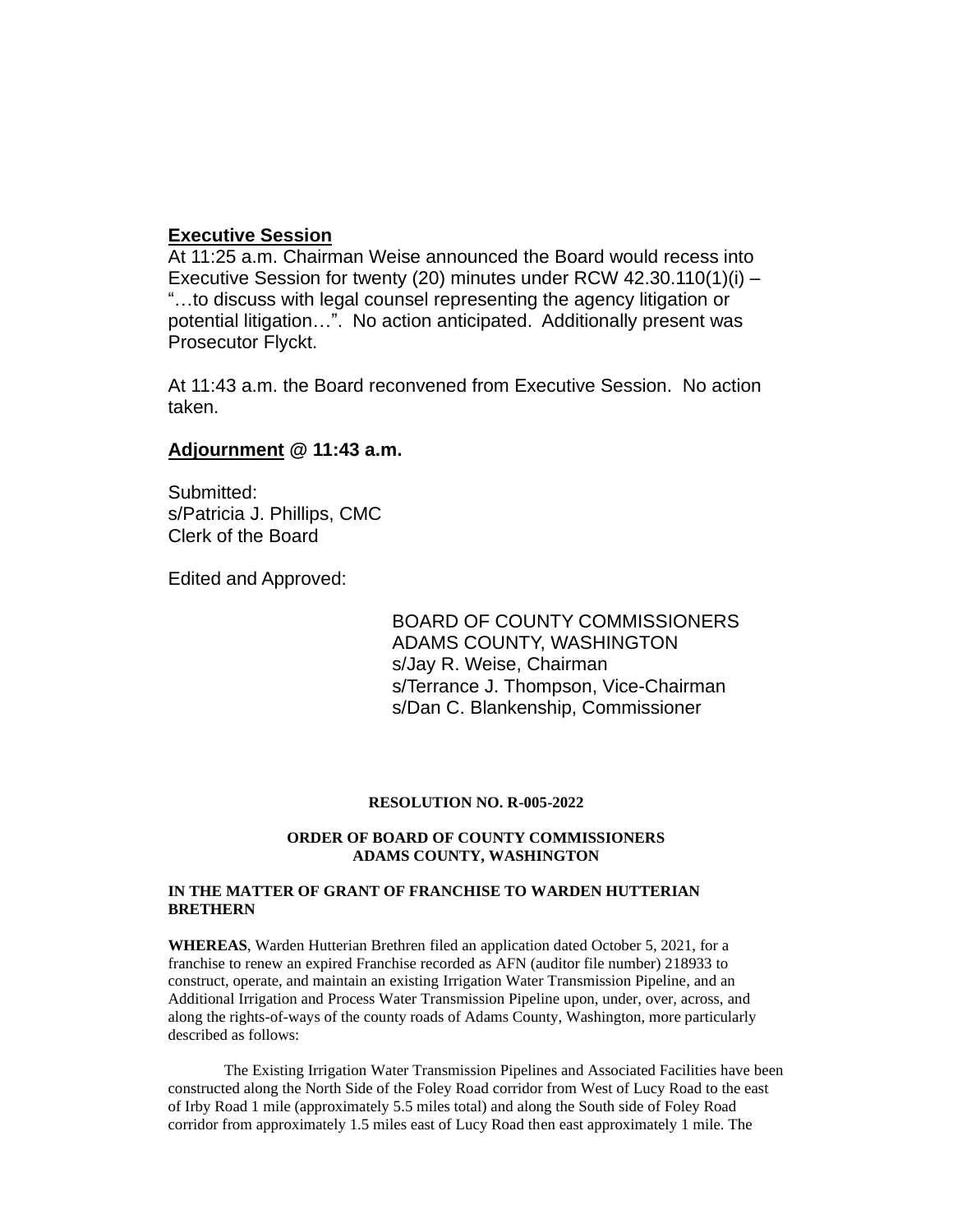**<u>Executive Session</u>**
At 11:25 a.m. Chairman Weise announced the Board would recess into Executive Session for twenty (20) minutes under RCW 42.30.110(1)(i) – "…to discuss with legal counsel representing the agency litigation or potential litigation…". No action anticipated. Additionally present was Prosecutor Flyckt.

At 11:43 a.m. the Board reconvened from Executive Session. No action taken.

**<u>Adjournment</u> @ 11:43 a.m.**

Submitted:
s/Patricia J. Phillips, CMC
Clerk of the Board

Edited and Approved:

BOARD OF COUNTY COMMISSIONERS
ADAMS COUNTY, WASHINGTON
s/Jay R. Weise, Chairman
s/Terrance J. Thompson, Vice-Chairman
s/Dan C. Blankenship, Commissioner

**RESOLUTION NO. R-005-2022**

**ORDER OF BOARD OF COUNTY COMMISSIONERS**
**ADAMS COUNTY, WASHINGTON**

**IN THE MATTER OF GRANT OF FRANCHISE TO WARDEN HUTTERIAN BRETHERN**

**WHEREAS**, Warden Hutterian Brethren filed an application dated October 5, 2021, for a franchise to renew an expired Franchise recorded as AFN (auditor file number) 218933 to construct, operate, and maintain an existing Irrigation Water Transmission Pipeline, and an Additional Irrigation and Process Water Transmission Pipeline upon, under, over, across, and along the rights-of-ways of the county roads of Adams County, Washington, more particularly described as follows:

The Existing Irrigation Water Transmission Pipelines and Associated Facilities have been constructed along the North Side of the Foley Road corridor from West of Lucy Road to the east of Irby Road 1 mile (approximately 5.5 miles total) and along the South side of Foley Road corridor from approximately 1.5 miles east of Lucy Road then east approximately 1 mile. The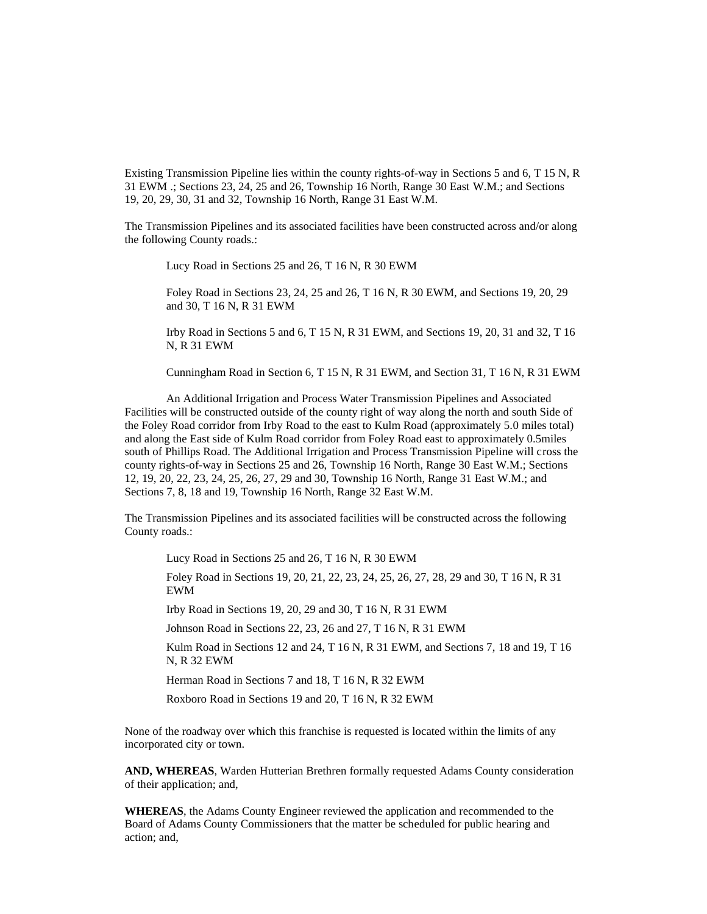Existing Transmission Pipeline lies within the county rights-of-way in Sections 5 and 6, T 15 N, R 31 EWM .; Sections 23, 24, 25 and 26, Township 16 North, Range 30 East W.M.; and Sections 19, 20, 29, 30, 31 and 32, Township 16 North, Range 31 East W.M.

The Transmission Pipelines and its associated facilities have been constructed across and/or along the following County roads.:

Lucy Road in Sections 25 and 26, T 16 N, R 30 EWM

Foley Road in Sections 23, 24, 25 and 26, T 16 N, R 30 EWM, and Sections 19, 20, 29 and 30, T 16 N, R 31 EWM

Irby Road in Sections 5 and 6, T 15 N, R 31 EWM, and Sections 19, 20, 31 and 32, T 16 N, R 31 EWM

Cunningham Road in Section 6, T 15 N, R 31 EWM, and Section 31, T 16 N, R 31 EWM

An Additional Irrigation and Process Water Transmission Pipelines and Associated Facilities will be constructed outside of the county right of way along the north and south Side of the Foley Road corridor from Irby Road to the east to Kulm Road (approximately 5.0 miles total) and along the East side of Kulm Road corridor from Foley Road east to approximately 0.5miles south of Phillips Road. The Additional Irrigation and Process Transmission Pipeline will cross the county rights-of-way in Sections 25 and 26, Township 16 North, Range 30 East W.M.; Sections 12, 19, 20, 22, 23, 24, 25, 26, 27, 29 and 30, Township 16 North, Range 31 East W.M.; and Sections 7, 8, 18 and 19, Township 16 North, Range 32 East W.M.

The Transmission Pipelines and its associated facilities will be constructed across the following County roads.:

Lucy Road in Sections 25 and 26, T 16 N, R 30 EWM

Foley Road in Sections 19, 20, 21, 22, 23, 24, 25, 26, 27, 28, 29 and 30, T 16 N, R 31 EWM

Irby Road in Sections 19, 20, 29 and 30, T 16 N, R 31 EWM

Johnson Road in Sections 22, 23, 26 and 27, T 16 N, R 31 EWM

Kulm Road in Sections 12 and 24, T 16 N, R 31 EWM, and Sections 7, 18 and 19, T 16 N, R 32 EWM

Herman Road in Sections 7 and 18, T 16 N, R 32 EWM

Roxboro Road in Sections 19 and 20, T 16 N, R 32 EWM

None of the roadway over which this franchise is requested is located within the limits of any incorporated city or town.

**AND, WHEREAS**, Warden Hutterian Brethren formally requested Adams County consideration of their application; and,

**WHEREAS**, the Adams County Engineer reviewed the application and recommended to the Board of Adams County Commissioners that the matter be scheduled for public hearing and action; and,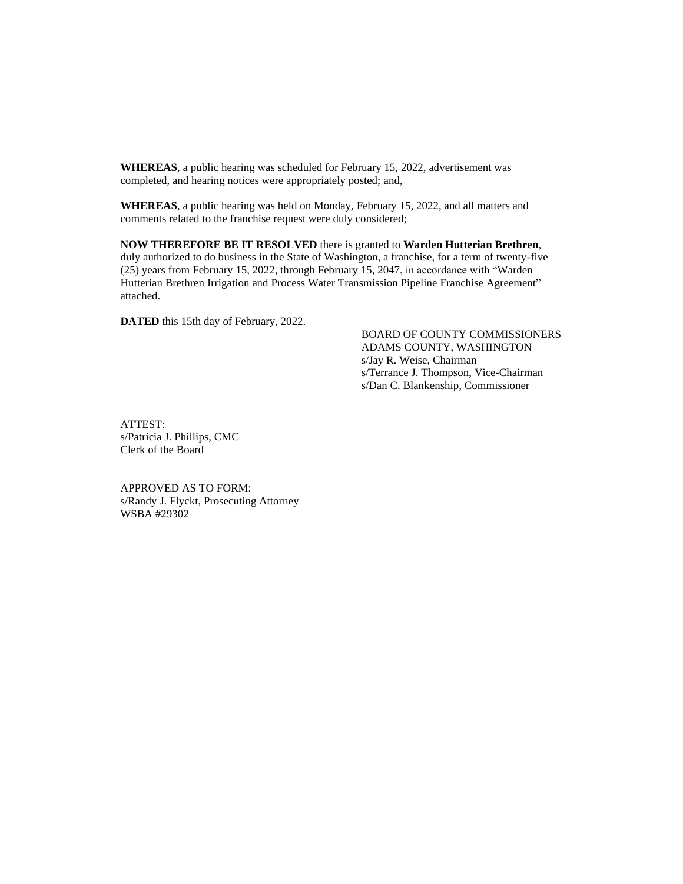**WHEREAS**, a public hearing was scheduled for February 15, 2022, advertisement was completed, and hearing notices were appropriately posted; and,

**WHEREAS**, a public hearing was held on Monday, February 15, 2022, and all matters and comments related to the franchise request were duly considered;

**NOW THEREFORE BE IT RESOLVED** there is granted to **Warden Hutterian Brethren**, duly authorized to do business in the State of Washington, a franchise, for a term of twenty-five (25) years from February 15, 2022, through February 15, 2047, in accordance with "Warden Hutterian Brethren Irrigation and Process Water Transmission Pipeline Franchise Agreement" attached.

**DATED** this 15th day of February, 2022.

BOARD OF COUNTY COMMISSIONERS
ADAMS COUNTY, WASHINGTON
s/Jay R. Weise, Chairman
s/Terrance J. Thompson, Vice-Chairman
s/Dan C. Blankenship, Commissioner

ATTEST:
s/Patricia J. Phillips, CMC
Clerk of the Board

APPROVED AS TO FORM:
s/Randy J. Flyckt, Prosecuting Attorney
WSBA #29302